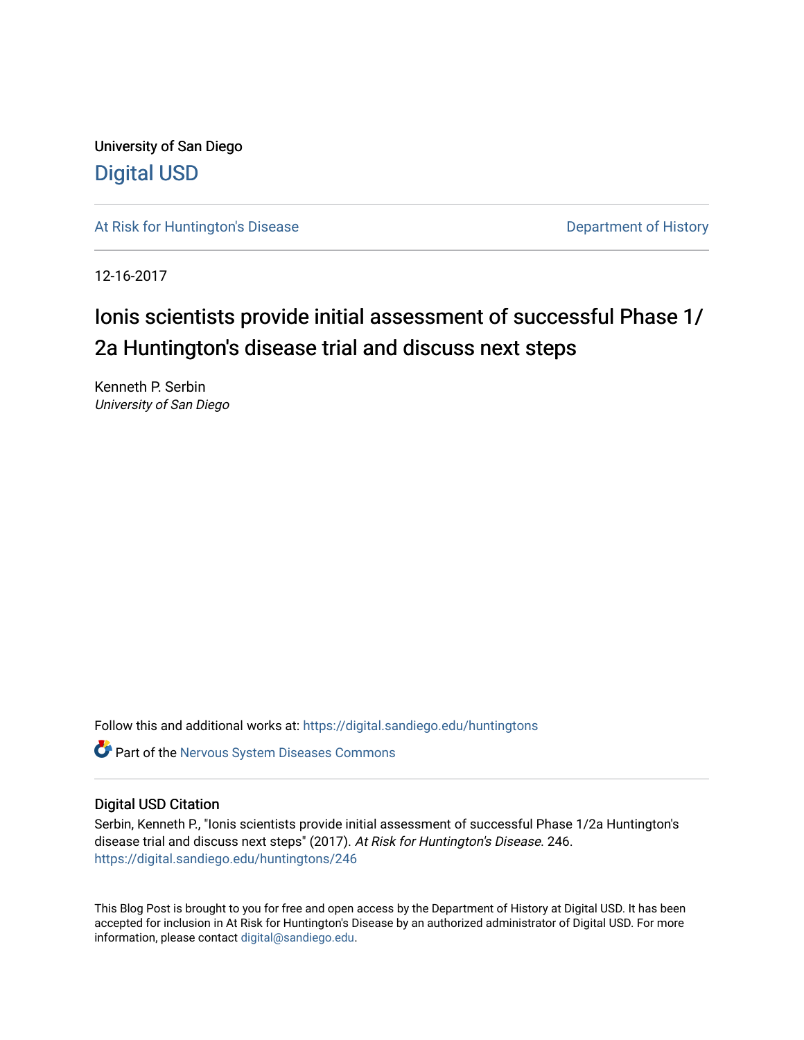University of San Diego

Digital USD

At Risk for Huntington's Disease

Department of History

12-16-2017

# Ionis scientists provide initial assessment of successful Phase 1/2a Huntington's disease trial and discuss next steps

Kenneth P. Serbin
*University of San Diego*

Follow this and additional works at: https://digital.sandiego.edu/huntingtons

Part of the Nervous System Diseases Commons

## Digital USD Citation

Serbin, Kenneth P., "Ionis scientists provide initial assessment of successful Phase 1/2a Huntington's disease trial and discuss next steps" (2017). *At Risk for Huntington's Disease*. 246.
https://digital.sandiego.edu/huntingtons/246

This Blog Post is brought to you for free and open access by the Department of History at Digital USD. It has been accepted for inclusion in At Risk for Huntington's Disease by an authorized administrator of Digital USD. For more information, please contact digital@sandiego.edu.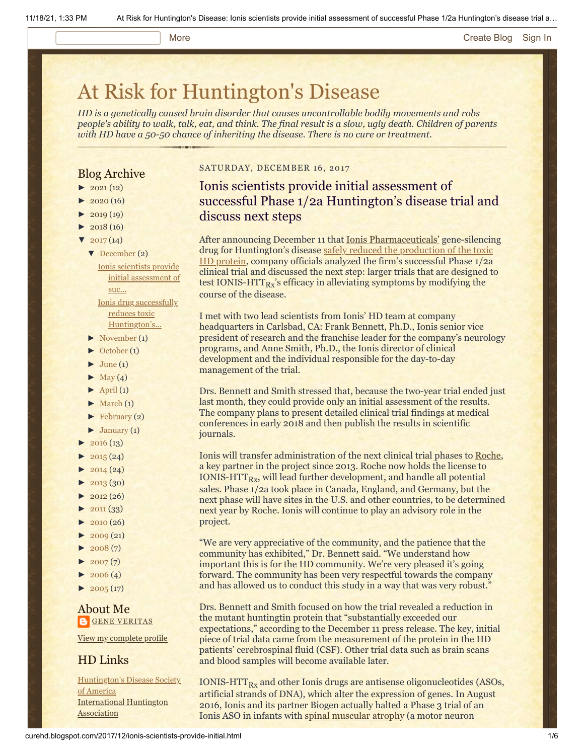# At Risk for Huntington's Disease

*HD is a genetically caused brain disorder that causes uncontrollable bodily movements and robs people's ability to walk, talk, eat, and think. The final result is a slow, ugly death. Children of parents with HD have a 50-50 chance of inheriting the disease. There is no cure or treatment.*

SATURDAY, DECEMBER 16, 2017

## Ionis scientists provide initial assessment of successful Phase 1/2a Huntington's disease trial and discuss next steps

After announcing December 11 that Ionis Pharmaceuticals' gene-silencing drug for Huntington's disease safely reduced the production of the toxic HD protein, company officials analyzed the firm's successful Phase 1/2a clinical trial and discussed the next step: larger trials that are designed to test IONIS-HTT$_{Rx}$'s efficacy in alleviating symptoms by modifying the course of the disease.

I met with two lead scientists from Ionis' HD team at company headquarters in Carlsbad, CA: Frank Bennett, Ph.D., Ionis senior vice president of research and the franchise leader for the company's neurology programs, and Anne Smith, Ph.D., the Ionis director of clinical development and the individual responsible for the day-to-day management of the trial.

Drs. Bennett and Smith stressed that, because the two-year trial ended just last month, they could provide only an initial assessment of the results. The company plans to present detailed clinical trial findings at medical conferences in early 2018 and then publish the results in scientific journals.

Ionis will transfer administration of the next clinical trial phases to Roche, a key partner in the project since 2013. Roche now holds the license to IONIS-HTT$_{Rx}$, will lead further development, and handle all potential sales. Phase 1/2a took place in Canada, England, and Germany, but the next phase will have sites in the U.S. and other countries, to be determined next year by Roche. Ionis will continue to play an advisory role in the project.

"We are very appreciative of the community, and the patience that the community has exhibited," Dr. Bennett said. "We understand how important this is for the HD community. We're very pleased it's going forward. The community has been very respectful towards the company and has allowed us to conduct this study in a way that was very robust."

Drs. Bennett and Smith focused on how the trial revealed a reduction in the mutant huntingtin protein that "substantially exceeded our expectations," according to the December 11 press release. The key, initial piece of trial data came from the measurement of the protein in the HD patients' cerebrospinal fluid (CSF). Other trial data such as brain scans and blood samples will become available later.

IONIS-HTT$_{Rx}$ and other Ionis drugs are antisense oligonucleotides (ASOs, artificial strands of DNA), which alter the expression of genes. In August 2016, Ionis and its partner Biogen actually halted a Phase 3 trial of an Ionis ASO in infants with spinal muscular atrophy (a motor neuron

## Blog Archive

- ► 2021 (12)
- ► 2020 (16)
- ► 2019 (19)
- ► 2018 (16)
- ▼ 2017 (14)
  - ▼ December (2)
    - Ionis scientists provide initial assessment of suc...
    - Ionis drug successfully reduces toxic Huntington's...
  - ► November (1)
  - ► October (1)
  - ► June (1)
  - ► May (4)
  - ► April (1)
  - ► March (1)
  - ► February (2)
  - ► January (1)
- ► 2016 (13)
- ► 2015 (24)
- ► 2014 (24)
- ► 2013 (30)
- ► 2012 (26)
- ► 2011 (33)
- ► 2010 (26)
- ► 2009 (21)
- ► 2008 (7)
- ► 2007 (7)
- ► 2006 (4)
- ► 2005 (17)

## About Me

GENE VERITAS

View my complete profile

## HD Links

Huntington's Disease Society of America
International Huntington Association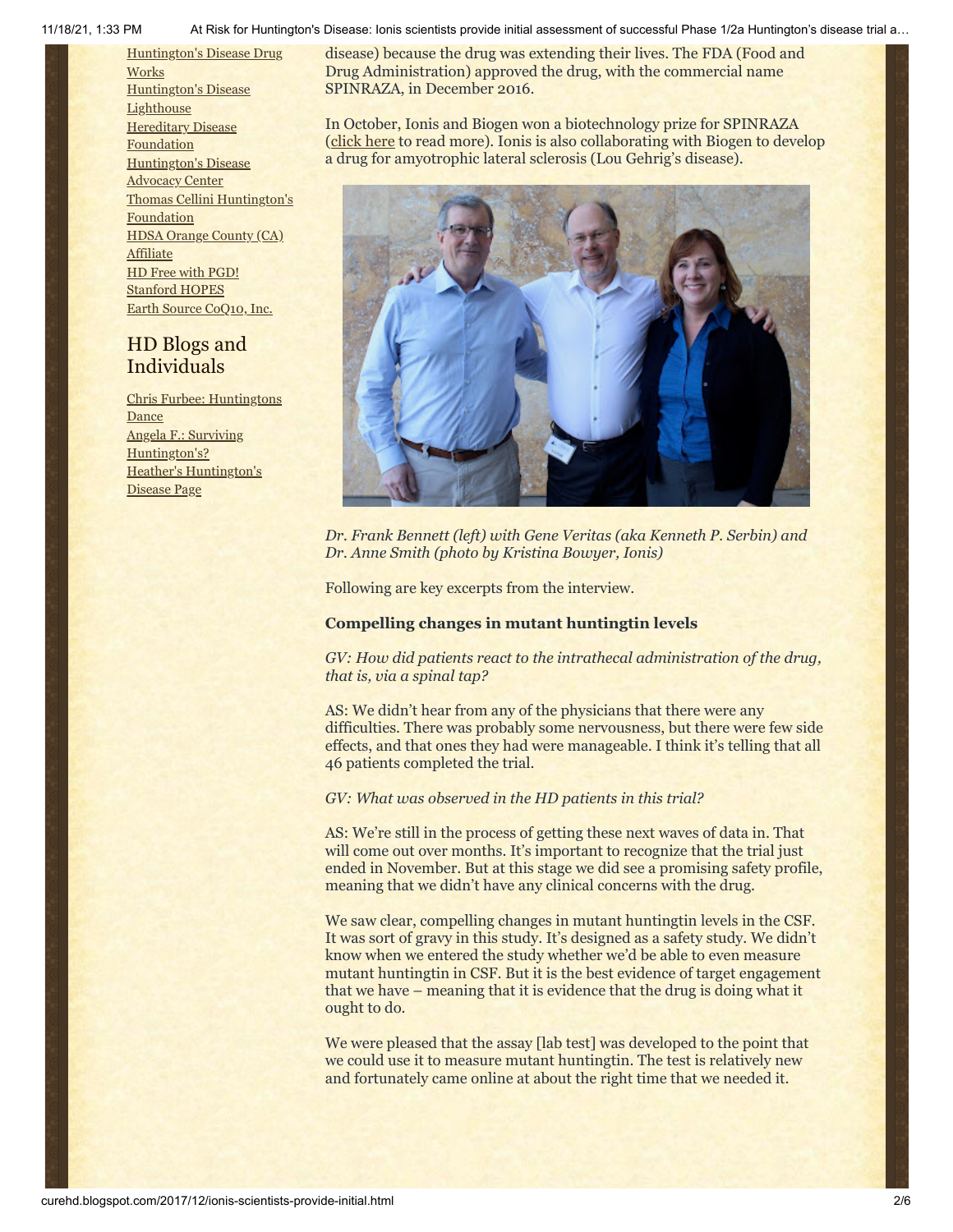[Huntington's Disease Drug Works](#)
[Huntington's Disease Lighthouse](#)
[Hereditary Disease Foundation](#)
[Huntington's Disease Advocacy Center](#)
[Thomas Cellini Huntington's Foundation](#)
[HDSA Orange County (CA) Affiliate](#)
[HD Free with PGD!](#)
[Stanford HOPES](#)
[Earth Source CoQ10, Inc.](#)

## HD Blogs and Individuals

[Chris Furbee: Huntingtons Dance](#)
[Angela F.: Surviving Huntington's?](#)
[Heather's Huntington's Disease Page](#)

disease) because the drug was extending their lives. The FDA (Food and Drug Administration) approved the drug, with the commercial name SPINRAZA, in December 2016.

In October, Ionis and Biogen won a biotechnology prize for SPINRAZA ([click here](#) to read more). Ionis is also collaborating with Biogen to develop a drug for amyotrophic lateral sclerosis (Lou Gehrig's disease).

*Dr. Frank Bennett (left) with Gene Veritas (aka Kenneth P. Serbin) and Dr. Anne Smith (photo by Kristina Bowyer, Ionis)*

Following are key excerpts from the interview.

**Compelling changes in mutant huntingtin levels**

*GV: How did patients react to the intrathecal administration of the drug, that is, via a spinal tap?*

AS: We didn't hear from any of the physicians that there were any difficulties. There was probably some nervousness, but there were few side effects, and that ones they had were manageable. I think it's telling that all 46 patients completed the trial.

*GV: What was observed in the HD patients in this trial?*

AS: We're still in the process of getting these next waves of data in. That will come out over months. It's important to recognize that the trial just ended in November. But at this stage we did see a promising safety profile, meaning that we didn't have any clinical concerns with the drug.

We saw clear, compelling changes in mutant huntingtin levels in the CSF. It was sort of gravy in this study. It's designed as a safety study. We didn't know when we entered the study whether we'd be able to even measure mutant huntingtin in CSF. But it is the best evidence of target engagement that we have – meaning that it is evidence that the drug is doing what it ought to do.

We were pleased that the assay [lab test] was developed to the point that we could use it to measure mutant huntingtin. The test is relatively new and fortunately came online at about the right time that we needed it.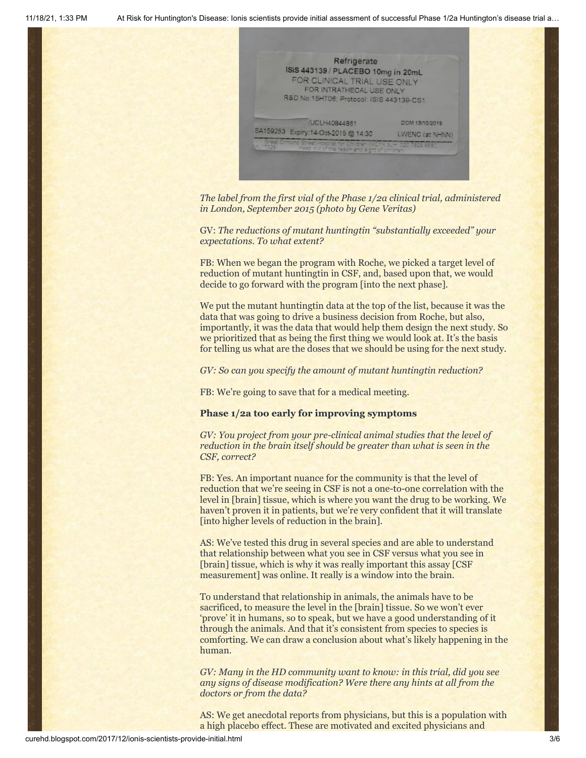*The label from the first vial of the Phase 1/2a clinical trial, administered in London, September 2015 (photo by Gene Veritas)*

GV: *The reductions of mutant huntingtin "substantially exceeded" your expectations. To what extent?*

FB: When we began the program with Roche, we picked a target level of reduction of mutant huntingtin in CSF, and, based upon that, we would decide to go forward with the program [into the next phase].

We put the mutant huntingtin data at the top of the list, because it was the data that was going to drive a business decision from Roche, but also, importantly, it was the data that would help them design the next study. So we prioritized that as being the first thing we would look at. It's the basis for telling us what are the doses that we should be using for the next study.

*GV: So can you specify the amount of mutant huntingtin reduction?*

FB: We're going to save that for a medical meeting.

**Phase 1/2a too early for improving symptoms**

*GV: You project from your pre-clinical animal studies that the level of reduction in the brain itself should be greater than what is seen in the CSF, correct?*

FB: Yes. An important nuance for the community is that the level of reduction that we're seeing in CSF is not a one-to-one correlation with the level in [brain] tissue, which is where you want the drug to be working. We haven't proven it in patients, but we're very confident that it will translate [into higher levels of reduction in the brain].

AS: We've tested this drug in several species and are able to understand that relationship between what you see in CSF versus what you see in [brain] tissue, which is why it was really important this assay [CSF measurement] was online. It really is a window into the brain.

To understand that relationship in animals, the animals have to be sacrificed, to measure the level in the [brain] tissue. So we won't ever 'prove' it in humans, so to speak, but we have a good understanding of it through the animals. And that it's consistent from species to species is comforting. We can draw a conclusion about what's likely happening in the human.

*GV: Many in the HD community want to know: in this trial, did you see any signs of disease modification? Were there any hints at all from the doctors or from the data?*

AS: We get anecdotal reports from physicians, but this is a population with a high placebo effect. These are motivated and excited physicians and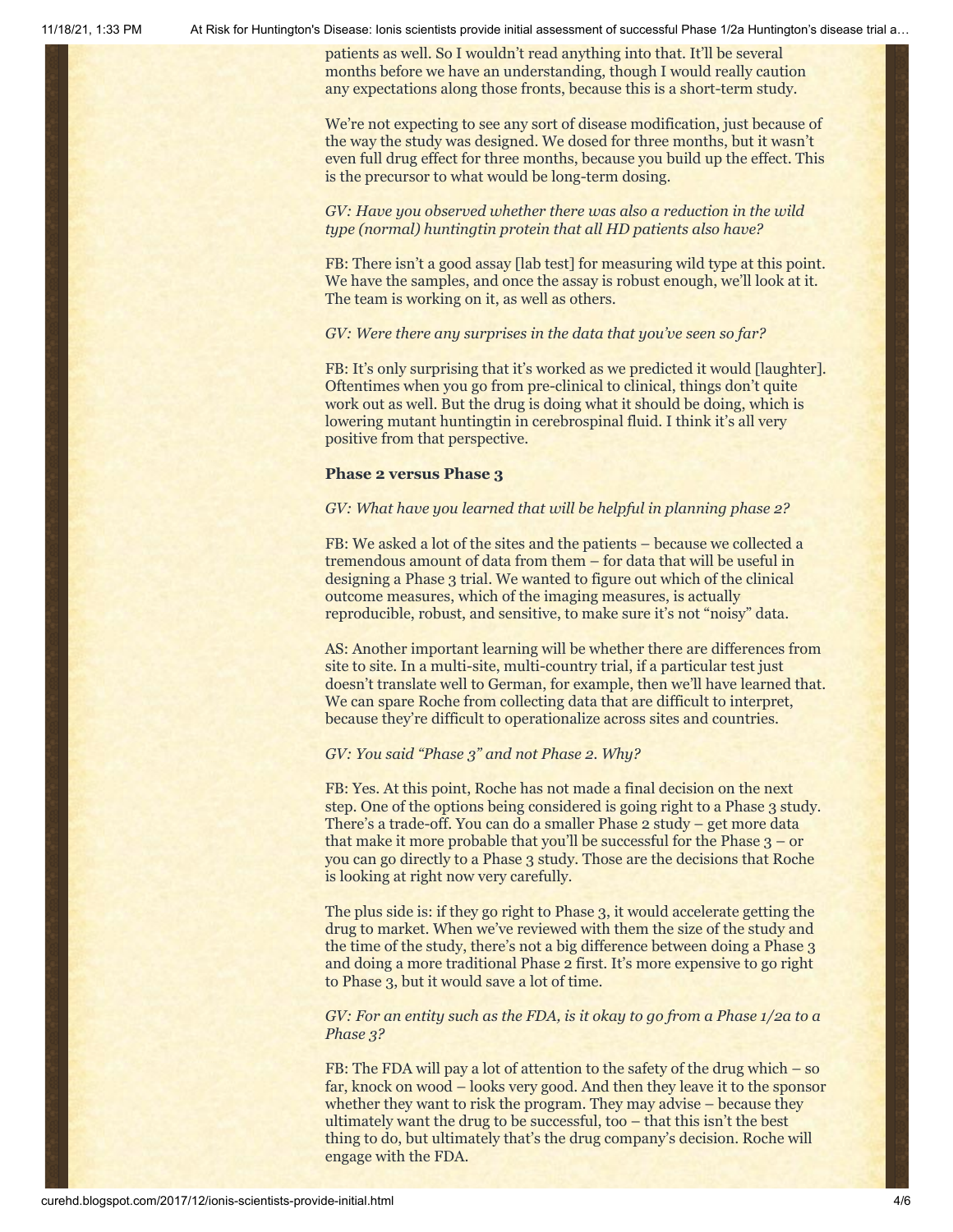patients as well. So I wouldn't read anything into that. It'll be several months before we have an understanding, though I would really caution any expectations along those fronts, because this is a short-term study.

We're not expecting to see any sort of disease modification, just because of the way the study was designed. We dosed for three months, but it wasn't even full drug effect for three months, because you build up the effect. This is the precursor to what would be long-term dosing.

*GV: Have you observed whether there was also a reduction in the wild type (normal) huntingtin protein that all HD patients also have?*

FB: There isn't a good assay [lab test] for measuring wild type at this point. We have the samples, and once the assay is robust enough, we'll look at it. The team is working on it, as well as others.

*GV: Were there any surprises in the data that you've seen so far?*

FB: It's only surprising that it's worked as we predicted it would [laughter]. Oftentimes when you go from pre-clinical to clinical, things don't quite work out as well. But the drug is doing what it should be doing, which is lowering mutant huntingtin in cerebrospinal fluid. I think it's all very positive from that perspective.

**Phase 2 versus Phase 3**

*GV: What have you learned that will be helpful in planning phase 2?*

FB: We asked a lot of the sites and the patients – because we collected a tremendous amount of data from them – for data that will be useful in designing a Phase 3 trial. We wanted to figure out which of the clinical outcome measures, which of the imaging measures, is actually reproducible, robust, and sensitive, to make sure it's not "noisy" data.

AS: Another important learning will be whether there are differences from site to site. In a multi-site, multi-country trial, if a particular test just doesn't translate well to German, for example, then we'll have learned that. We can spare Roche from collecting data that are difficult to interpret, because they're difficult to operationalize across sites and countries.

*GV: You said "Phase 3" and not Phase 2. Why?*

FB: Yes. At this point, Roche has not made a final decision on the next step. One of the options being considered is going right to a Phase 3 study. There's a trade-off. You can do a smaller Phase 2 study – get more data that make it more probable that you'll be successful for the Phase 3 – or you can go directly to a Phase 3 study. Those are the decisions that Roche is looking at right now very carefully.

The plus side is: if they go right to Phase 3, it would accelerate getting the drug to market. When we've reviewed with them the size of the study and the time of the study, there's not a big difference between doing a Phase 3 and doing a more traditional Phase 2 first. It's more expensive to go right to Phase 3, but it would save a lot of time.

*GV: For an entity such as the FDA, is it okay to go from a Phase 1/2a to a Phase 3?*

FB: The FDA will pay a lot of attention to the safety of the drug which – so far, knock on wood – looks very good. And then they leave it to the sponsor whether they want to risk the program. They may advise – because they ultimately want the drug to be successful, too – that this isn't the best thing to do, but ultimately that's the drug company's decision. Roche will engage with the FDA.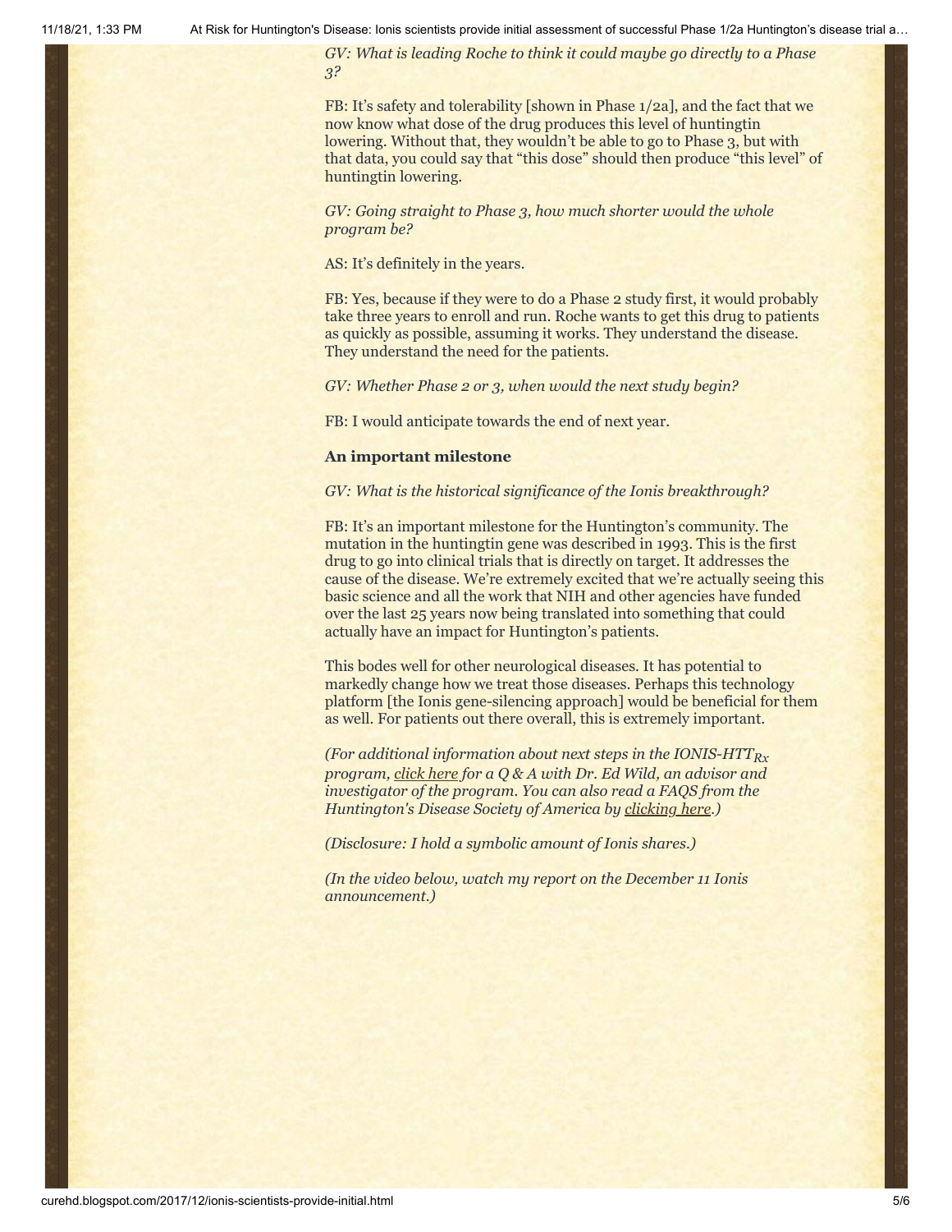*GV: What is leading Roche to think it could maybe go directly to a Phase 3?*

FB: It's safety and tolerability [shown in Phase 1/2a], and the fact that we now know what dose of the drug produces this level of huntingtin lowering. Without that, they wouldn't be able to go to Phase 3, but with that data, you could say that "this dose" should then produce "this level" of huntingtin lowering.

*GV: Going straight to Phase 3, how much shorter would the whole program be?*

AS: It's definitely in the years.

FB: Yes, because if they were to do a Phase 2 study first, it would probably take three years to enroll and run. Roche wants to get this drug to patients as quickly as possible, assuming it works. They understand the disease. They understand the need for the patients.

*GV: Whether Phase 2 or 3, when would the next study begin?*

FB: I would anticipate towards the end of next year.

**An important milestone**

*GV: What is the historical significance of the Ionis breakthrough?*

FB: It's an important milestone for the Huntington's community. The mutation in the huntingtin gene was described in 1993. This is the first drug to go into clinical trials that is directly on target. It addresses the cause of the disease. We're extremely excited that we're actually seeing this basic science and all the work that NIH and other agencies have funded over the last 25 years now being translated into something that could actually have an impact for Huntington's patients.

This bodes well for other neurological diseases. It has potential to markedly change how we treat those diseases. Perhaps this technology platform [the Ionis gene-silencing approach] would be beneficial for them as well. For patients out there overall, this is extremely important.

*(For additional information about next steps in the IONIS-HTT$_{Rx}$ program, click here for a Q & A with Dr. Ed Wild, an advisor and investigator of the program. You can also read a FAQS from the Huntington's Disease Society of America by clicking here.)*

*(Disclosure: I hold a symbolic amount of Ionis shares.)*

*(In the video below, watch my report on the December 11 Ionis announcement.)*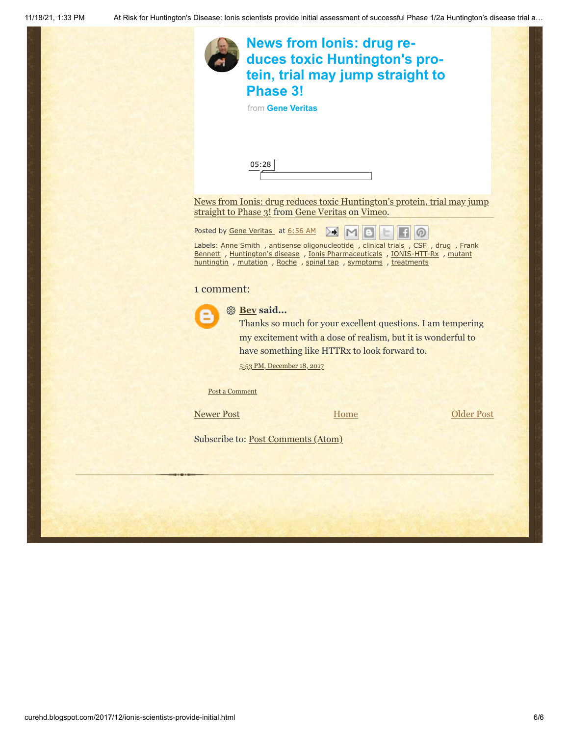**News from Ionis: drug reduces toxic Huntington's protein, trial may jump straight to Phase 3!**

from **Gene Veritas**

05:28

News from Ionis: drug reduces toxic Huntington's protein, trial may jump straight to Phase 3! from Gene Veritas on Vimeo.

Posted by Gene Veritas at 6:56 AM

Labels: Anne Smith , antisense oligonucleotide , clinical trials , CSF , drug , Frank Bennett , Huntington's disease , Ionis Pharmaceuticals , IONIS-HTT-Rx , mutant huntingtin , mutation , Roche , spinal tap , symptoms , treatments

## 1 comment:

**Bev said...**

Thanks so much for your excellent questions. I am tempering my excitement with a dose of realism, but it is wonderful to have something like HTTRx to look forward to.

5:53 PM, December 18, 2017

Post a Comment

Newer Post | Home | Older Post

Subscribe to: Post Comments (Atom)